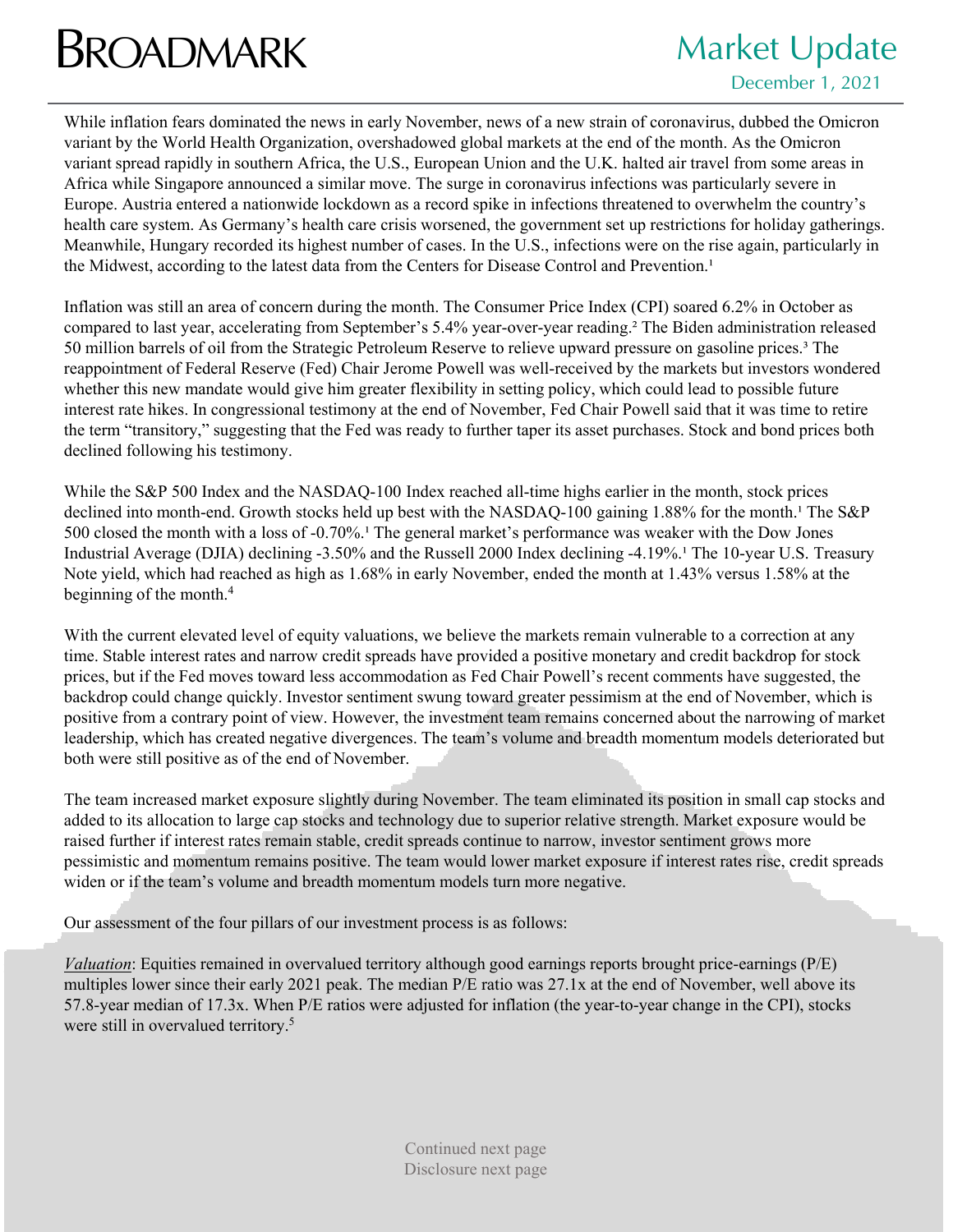# BROADMARK

## Market Update

December 1, 2021

While inflation fears dominated the news in early November, news of a new strain of coronavirus, dubbed the Omicron variant by the World Health Organization, overshadowed global markets at the end of the month. As the Omicron variant spread rapidly in southern Africa, the U.S., European Union and the U.K. halted air travel from some areas in Africa while Singapore announced a similar move. The surge in coronavirus infections was particularly severe in Europe. Austria entered a nationwide lockdown as a record spike in infections threatened to overwhelm the country's health care system. As Germany's health care crisis worsened, the government set up restrictions for holiday gatherings. Meanwhile, Hungary recorded its highest number of cases. In the U.S., infections were on the rise again, particularly in the Midwest, according to the latest data from the Centers for Disease Control and Prevention.[1]

Inflation was still an area of concern during the month. The Consumer Price Index (CPI) soared 6.2% in October as compared to last year, accelerating from September's 5.4% year-over-year reading.[2] The Biden administration released 50 million barrels of oil from the Strategic Petroleum Reserve to relieve upward pressure on gasoline prices.[3] The reappointment of Federal Reserve (Fed) Chair Jerome Powell was well-received by the markets but investors wondered whether this new mandate would give him greater flexibility in setting policy, which could lead to possible future interest rate hikes. In congressional testimony at the end of November, Fed Chair Powell said that it was time to retire the term "transitory," suggesting that the Fed was ready to further taper its asset purchases. Stock and bond prices both declined following his testimony.

While the S&P 500 Index and the NASDAQ-100 Index reached all-time highs earlier in the month, stock prices declined into month-end. Growth stocks held up best with the NASDAQ-100 gaining 1.88% for the month.[1] The S&P 500 closed the month with a loss of -0.70%.[1] The general market's performance was weaker with the Dow Jones Industrial Average (DJIA) declining -3.50% and the Russell 2000 Index declining -4.19%.[1] The 10-year U.S. Treasury Note yield, which had reached as high as 1.68% in early November, ended the month at 1.43% versus 1.58% at the beginning of the month.[4]

With the current elevated level of equity valuations, we believe the markets remain vulnerable to a correction at any time. Stable interest rates and narrow credit spreads have provided a positive monetary and credit backdrop for stock prices, but if the Fed moves toward less accommodation as Fed Chair Powell's recent comments have suggested, the backdrop could change quickly. Investor sentiment swung toward greater pessimism at the end of November, which is positive from a contrary point of view. However, the investment team remains concerned about the narrowing of market leadership, which has created negative divergences. The team's volume and breadth momentum models deteriorated but both were still positive as of the end of November.

The team increased market exposure slightly during November. The team eliminated its position in small cap stocks and added to its allocation to large cap stocks and technology due to superior relative strength. Market exposure would be raised further if interest rates remain stable, credit spreads continue to narrow, investor sentiment grows more pessimistic and momentum remains positive. The team would lower market exposure if interest rates rise, credit spreads widen or if the team's volume and breadth momentum models turn more negative.

Our assessment of the four pillars of our investment process is as follows:

*Valuation*: Equities remained in overvalued territory although good earnings reports brought price-earnings (P/E) multiples lower since their early 2021 peak. The median P/E ratio was 27.1x at the end of November, well above its 57.8-year median of 17.3x. When P/E ratios were adjusted for inflation (the year-to-year change in the CPI), stocks were still in overvalued territory.[5]

Continued next page
Disclosure next page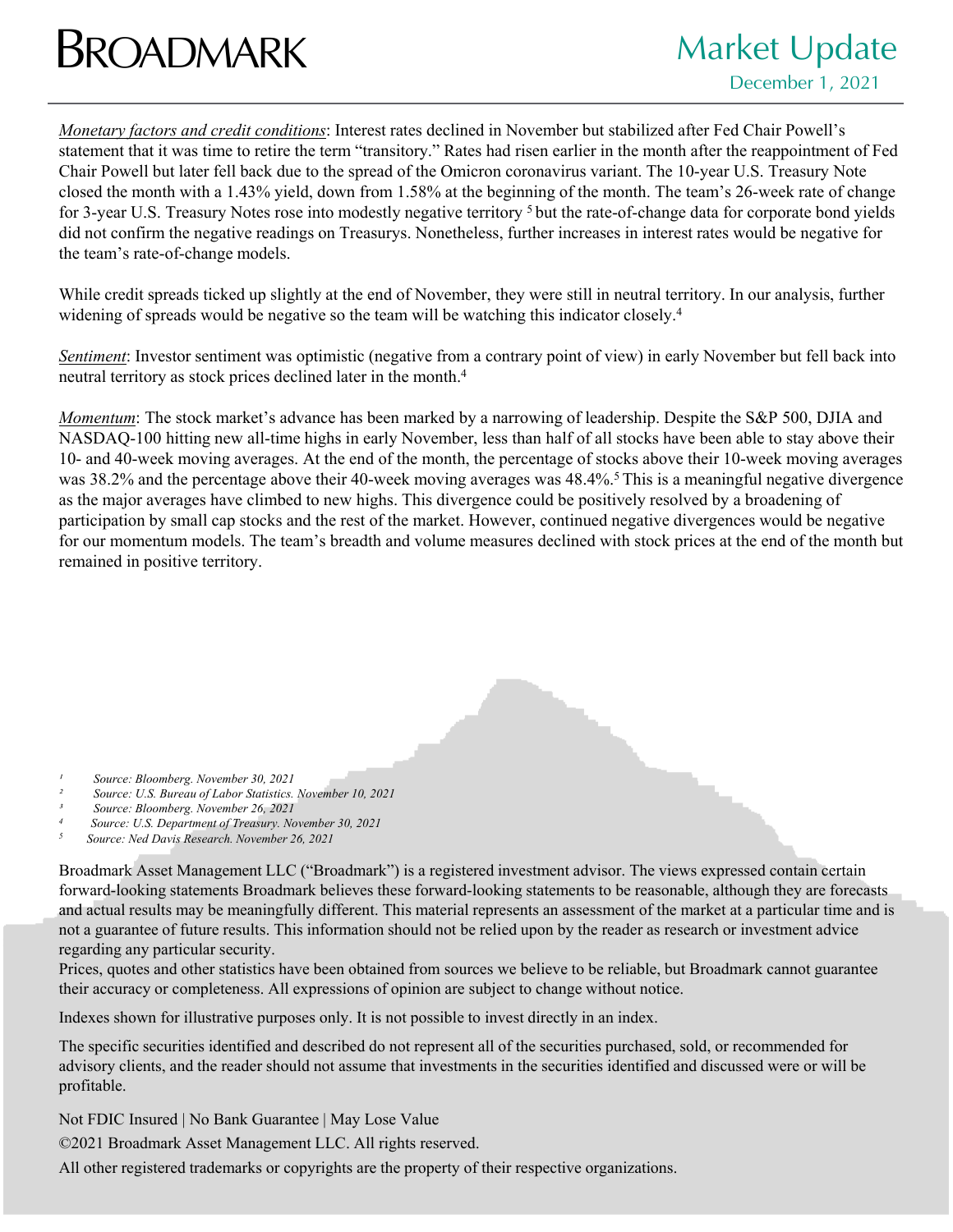*Monetary factors and credit conditions*: Interest rates declined in November but stabilized after Fed Chair Powell's statement that it was time to retire the term "transitory." Rates had risen earlier in the month after the reappointment of Fed Chair Powell but later fell back due to the spread of the Omicron coronavirus variant. The 10-year U.S. Treasury Note closed the month with a 1.43% yield, down from 1.58% at the beginning of the month. The team's 26-week rate of change for 3-year U.S. Treasury Notes rose into modestly negative territory [5] but the rate-of-change data for corporate bond yields did not confirm the negative readings on Treasurys. Nonetheless, further increases in interest rates would be negative for the team's rate-of-change models.

While credit spreads ticked up slightly at the end of November, they were still in neutral territory. In our analysis, further widening of spreads would be negative so the team will be watching this indicator closely.[4]

*Sentiment*: Investor sentiment was optimistic (negative from a contrary point of view) in early November but fell back into neutral territory as stock prices declined later in the month.[4]

*Momentum*: The stock market's advance has been marked by a narrowing of leadership. Despite the S&P 500, DJIA and NASDAQ-100 hitting new all-time highs in early November, less than half of all stocks have been able to stay above their 10- and 40-week moving averages. At the end of the month, the percentage of stocks above their 10-week moving averages was 38.2% and the percentage above their 40-week moving averages was 48.4%.[5] This is a meaningful negative divergence as the major averages have climbed to new highs. This divergence could be positively resolved by a broadening of participation by small cap stocks and the rest of the market. However, continued negative divergences would be negative for our momentum models. The team's breadth and volume measures declined with stock prices at the end of the month but remained in positive territory.

[1] *Source: Bloomberg. November 30, 2021*
[2] *Source: U.S. Bureau of Labor Statistics. November 10, 2021*
[3] *Source: Bloomberg. November 26, 2021*
[4] *Source: U.S. Department of Treasury. November 30, 2021*
[5] *Source: Ned Davis Research. November 26, 2021*

Broadmark Asset Management LLC ("Broadmark") is a registered investment advisor. The views expressed contain certain forward-looking statements Broadmark believes these forward-looking statements to be reasonable, although they are forecasts and actual results may be meaningfully different. This material represents an assessment of the market at a particular time and is not a guarantee of future results. This information should not be relied upon by the reader as research or investment advice regarding any particular security.
Prices, quotes and other statistics have been obtained from sources we believe to be reliable, but Broadmark cannot guarantee their accuracy or completeness. All expressions of opinion are subject to change without notice.

Indexes shown for illustrative purposes only. It is not possible to invest directly in an index.

The specific securities identified and described do not represent all of the securities purchased, sold, or recommended for advisory clients, and the reader should not assume that investments in the securities identified and discussed were or will be profitable.

Not FDIC Insured | No Bank Guarantee | May Lose Value

©2021 Broadmark Asset Management LLC. All rights reserved.

All other registered trademarks or copyrights are the property of their respective organizations.